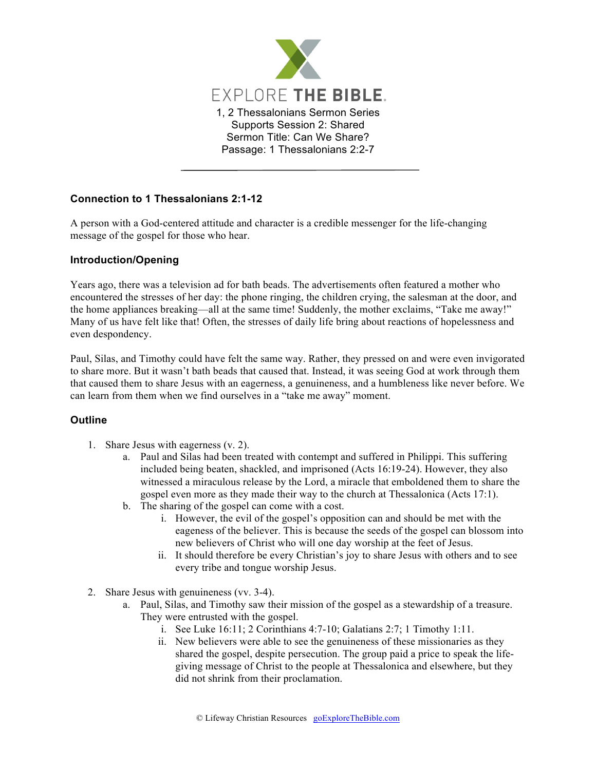EXPLORE THE BIBLE

1, 2 Thessalonians Sermon Series
Supports Session 2: Shared
Sermon Title: Can We Share?
Passage: 1 Thessalonians 2:2-7

---

### Connection to 1 Thessalonians 2:1-12

A person with a God-centered attitude and character is a credible messenger for the life-changing message of the gospel for those who hear.

### Introduction/Opening

Years ago, there was a television ad for bath beads. The advertisements often featured a mother who encountered the stresses of her day: the phone ringing, the children crying, the salesman at the door, and the home appliances breaking—all at the same time! Suddenly, the mother exclaims, "Take me away!" Many of us have felt like that! Often, the stresses of daily life bring about reactions of hopelessness and even despondency.

Paul, Silas, and Timothy could have felt the same way. Rather, they pressed on and were even invigorated to share more. But it wasn't bath beads that caused that. Instead, it was seeing God at work through them that caused them to share Jesus with an eagerness, a genuineness, and a humbleness like never before. We can learn from them when we find ourselves in a "take me away" moment.

### Outline

1. Share Jesus with eagerness (v. 2).
    a. Paul and Silas had been treated with contempt and suffered in Philippi. This suffering included being beaten, shackled, and imprisoned (Acts 16:19-24). However, they also witnessed a miraculous release by the Lord, a miracle that emboldened them to share the gospel even more as they made their way to the church at Thessalonica (Acts 17:1).
    b. The sharing of the gospel can come with a cost.
        i. However, the evil of the gospel's opposition can and should be met with the eageness of the believer. This is because the seeds of the gospel can blossom into new believers of Christ who will one day worship at the feet of Jesus.
        ii. It should therefore be every Christian's joy to share Jesus with others and to see every tribe and tongue worship Jesus.

2. Share Jesus with genuineness (vv. 3-4).
    a. Paul, Silas, and Timothy saw their mission of the gospel as a stewardship of a treasure. They were entrusted with the gospel.
        i. See Luke 16:11; 2 Corinthians 4:7-10; Galatians 2:7; 1 Timothy 1:11.
        ii. New believers were able to see the genuineness of these missionaries as they shared the gospel, despite persecution. The group paid a price to speak the life-giving message of Christ to the people at Thessalonica and elsewhere, but they did not shrink from their proclamation.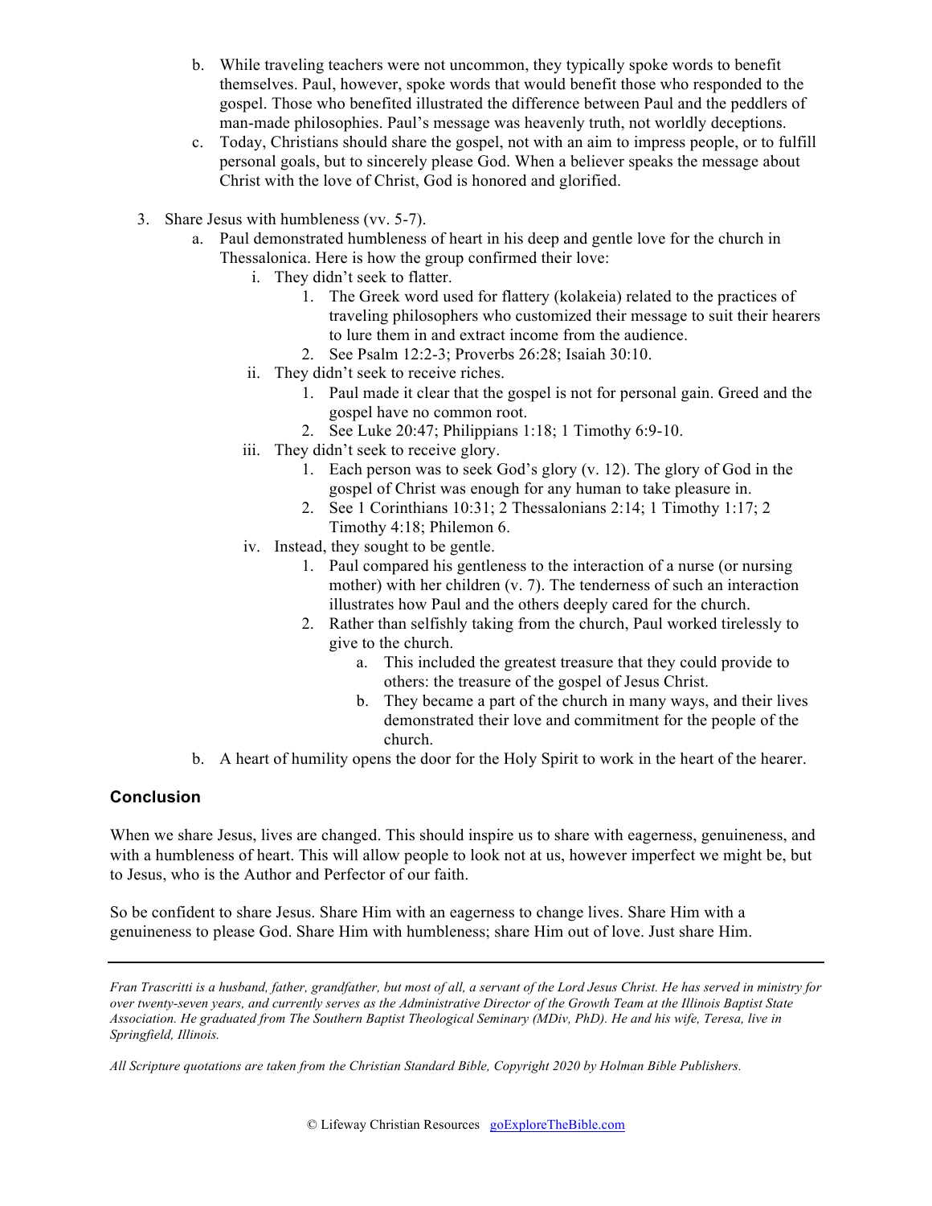b. While traveling teachers were not uncommon, they typically spoke words to benefit themselves. Paul, however, spoke words that would benefit those who responded to the gospel. Those who benefited illustrated the difference between Paul and the peddlers of man-made philosophies. Paul's message was heavenly truth, not worldly deceptions.
   c. Today, Christians should share the gospel, not with an aim to impress people, or to fulfill personal goals, but to sincerely please God. When a believer speaks the message about Christ with the love of Christ, God is honored and glorified.

3. Share Jesus with humbleness (vv. 5-7).
   a. Paul demonstrated humbleness of heart in his deep and gentle love for the church in Thessalonica. Here is how the group confirmed their love:
      i. They didn't seek to flatter.
         1. The Greek word used for flattery (kolakeia) related to the practices of traveling philosophers who customized their message to suit their hearers to lure them in and extract income from the audience.
         2. See Psalm 12:2-3; Proverbs 26:28; Isaiah 30:10.
      ii. They didn't seek to receive riches.
         1. Paul made it clear that the gospel is not for personal gain. Greed and the gospel have no common root.
         2. See Luke 20:47; Philippians 1:18; 1 Timothy 6:9-10.
      iii. They didn't seek to receive glory.
         1. Each person was to seek God's glory (v. 12). The glory of God in the gospel of Christ was enough for any human to take pleasure in.
         2. See 1 Corinthians 10:31; 2 Thessalonians 2:14; 1 Timothy 1:17; 2 Timothy 4:18; Philemon 6.
      iv. Instead, they sought to be gentle.
         1. Paul compared his gentleness to the interaction of a nurse (or nursing mother) with her children (v. 7). The tenderness of such an interaction illustrates how Paul and the others deeply cared for the church.
         2. Rather than selfishly taking from the church, Paul worked tirelessly to give to the church.
            a. This included the greatest treasure that they could provide to others: the treasure of the gospel of Jesus Christ.
            b. They became a part of the church in many ways, and their lives demonstrated their love and commitment for the people of the church.
   b. A heart of humility opens the door for the Holy Spirit to work in the heart of the hearer.

## Conclusion

When we share Jesus, lives are changed. This should inspire us to share with eagerness, genuineness, and with a humbleness of heart. This will allow people to look not at us, however imperfect we might be, but to Jesus, who is the Author and Perfector of our faith.

So be confident to share Jesus. Share Him with an eagerness to change lives. Share Him with a genuineness to please God. Share Him with humbleness; share Him out of love. Just share Him.

---

*Fran Trascritti is a husband, father, grandfather, but most of all, a servant of the Lord Jesus Christ. He has served in ministry for over twenty-seven years, and currently serves as the Administrative Director of the Growth Team at the Illinois Baptist State Association. He graduated from The Southern Baptist Theological Seminary (MDiv, PhD). He and his wife, Teresa, live in Springfield, Illinois.*

*All Scripture quotations are taken from the Christian Standard Bible, Copyright 2020 by Holman Bible Publishers.*

© Lifeway Christian Resources goExploreTheBible.com